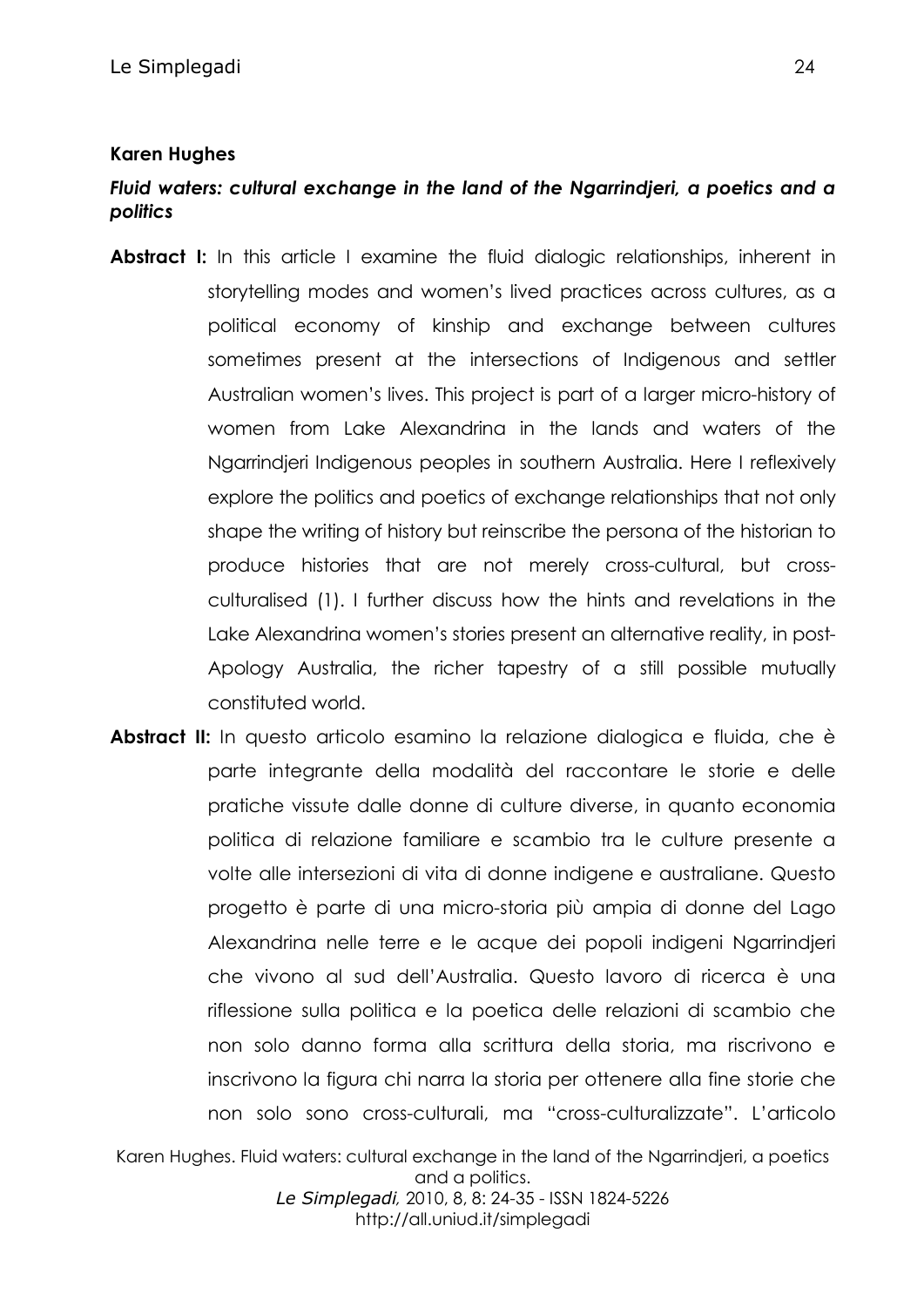**Karen Hughes**

***Fluid waters: cultural exchange in the land of the Ngarrindjeri, a poetics and a politics***

**Abstract I:** In this article I examine the fluid dialogic relationships, inherent in storytelling modes and women's lived practices across cultures, as a political economy of kinship and exchange between cultures sometimes present at the intersections of Indigenous and settler Australian women's lives. This project is part of a larger micro-history of women from Lake Alexandrina in the lands and waters of the Ngarrindjeri Indigenous peoples in southern Australia. Here I reflexively explore the politics and poetics of exchange relationships that not only shape the writing of history but reinscribe the persona of the historian to produce histories that are not merely cross-cultural, but cross-culturalised (1). I further discuss how the hints and revelations in the Lake Alexandrina women's stories present an alternative reality, in post-Apology Australia, the richer tapestry of a still possible mutually constituted world.

**Abstract II:** In questo articolo esamino la relazione dialogica e fluida, che è parte integrante della modalità del raccontare le storie e delle pratiche vissute dalle donne di culture diverse, in quanto economia politica di relazione familiare e scambio tra le culture presente a volte alle intersezioni di vita di donne indigene e australiane. Questo progetto è parte di una micro-storia più ampia di donne del Lago Alexandrina nelle terre e le acque dei popoli indigeni Ngarrindjeri che vivono al sud dell'Australia. Questo lavoro di ricerca è una riflessione sulla politica e la poetica delle relazioni di scambio che non solo danno forma alla scrittura della storia, ma riscrivono e inscrivono la figura chi narra la storia per ottenere alla fine storie che non solo sono cross-culturali, ma "cross-culturalizzate". L'articolo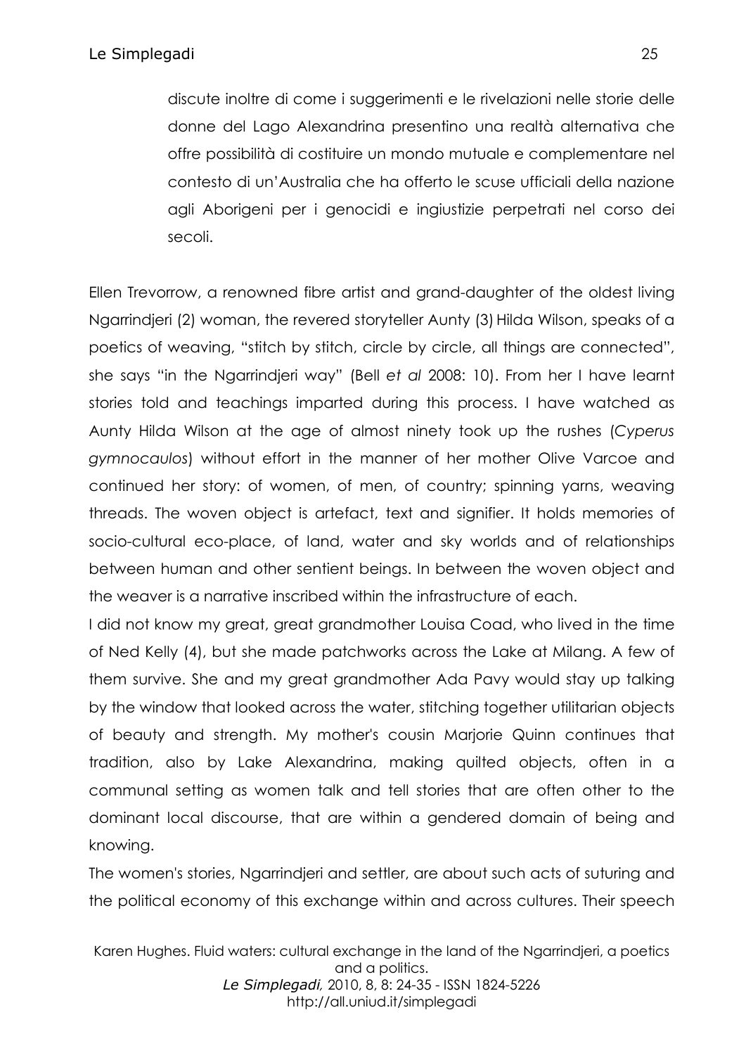discute inoltre di come i suggerimenti e le rivelazioni nelle storie delle donne del Lago Alexandrina presentino una realtà alternativa che offre possibilità di costituire un mondo mutuale e complementare nel contesto di un'Australia che ha offerto le scuse ufficiali della nazione agli Aborigeni per i genocidi e ingiustizie perpetrati nel corso dei secoli.

Ellen Trevorrow, a renowned fibre artist and grand-daughter of the oldest living Ngarrindjeri (2) woman, the revered storyteller Aunty (3) Hilda Wilson, speaks of a poetics of weaving, "stitch by stitch, circle by circle, all things are connected", she says "in the Ngarrindjeri way" (Bell *et al* 2008: 10). From her I have learnt stories told and teachings imparted during this process. I have watched as Aunty Hilda Wilson at the age of almost ninety took up the rushes (*Cyperus gymnocaulos*) without effort in the manner of her mother Olive Varcoe and continued her story: of women, of men, of country; spinning yarns, weaving threads. The woven object is artefact, text and signifier. It holds memories of socio-cultural eco-place, of land, water and sky worlds and of relationships between human and other sentient beings. In between the woven object and the weaver is a narrative inscribed within the infrastructure of each.

I did not know my great, great grandmother Louisa Coad, who lived in the time of Ned Kelly (4), but she made patchworks across the Lake at Milang. A few of them survive. She and my great grandmother Ada Pavy would stay up talking by the window that looked across the water, stitching together utilitarian objects of beauty and strength. My mother's cousin Marjorie Quinn continues that tradition, also by Lake Alexandrina, making quilted objects, often in a communal setting as women talk and tell stories that are often other to the dominant local discourse, that are within a gendered domain of being and knowing.

The women's stories, Ngarrindjeri and settler, are about such acts of suturing and the political economy of this exchange within and across cultures. Their speech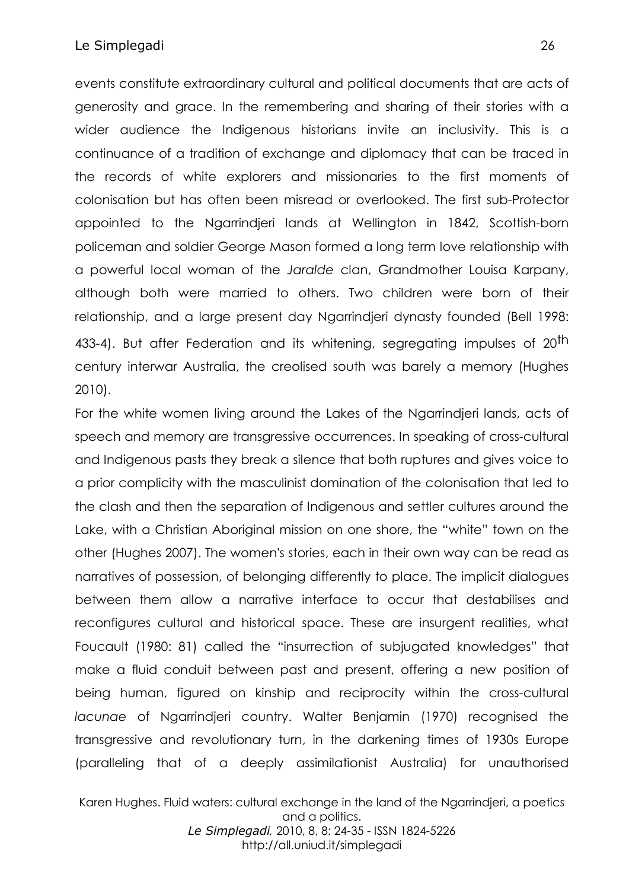events constitute extraordinary cultural and political documents that are acts of generosity and grace. In the remembering and sharing of their stories with a wider audience the Indigenous historians invite an inclusivity. This is a continuance of a tradition of exchange and diplomacy that can be traced in the records of white explorers and missionaries to the first moments of colonisation but has often been misread or overlooked. The first sub-Protector appointed to the Ngarrindjeri lands at Wellington in 1842, Scottish-born policeman and soldier George Mason formed a long term love relationship with a powerful local woman of the *Jaralde* clan, Grandmother Louisa Karpany, although both were married to others. Two children were born of their relationship, and a large present day Ngarrindjeri dynasty founded (Bell 1998: 433-4). But after Federation and its whitening, segregating impulses of 20th century interwar Australia, the creolised south was barely a memory (Hughes 2010).

For the white women living around the Lakes of the Ngarrindjeri lands, acts of speech and memory are transgressive occurrences. In speaking of cross-cultural and Indigenous pasts they break a silence that both ruptures and gives voice to a prior complicity with the masculinist domination of the colonisation that led to the clash and then the separation of Indigenous and settler cultures around the Lake, with a Christian Aboriginal mission on one shore, the "white" town on the other (Hughes 2007). The women's stories, each in their own way can be read as narratives of possession, of belonging differently to place. The implicit dialogues between them allow a narrative interface to occur that destabilises and reconfigures cultural and historical space. These are insurgent realities, what Foucault (1980: 81) called the "insurrection of subjugated knowledges" that make a fluid conduit between past and present, offering a new position of being human, figured on kinship and reciprocity within the cross-cultural *lacunae* of Ngarrindjeri country. Walter Benjamin (1970) recognised the transgressive and revolutionary turn, in the darkening times of 1930s Europe (paralleling that of a deeply assimilationist Australia) for unauthorised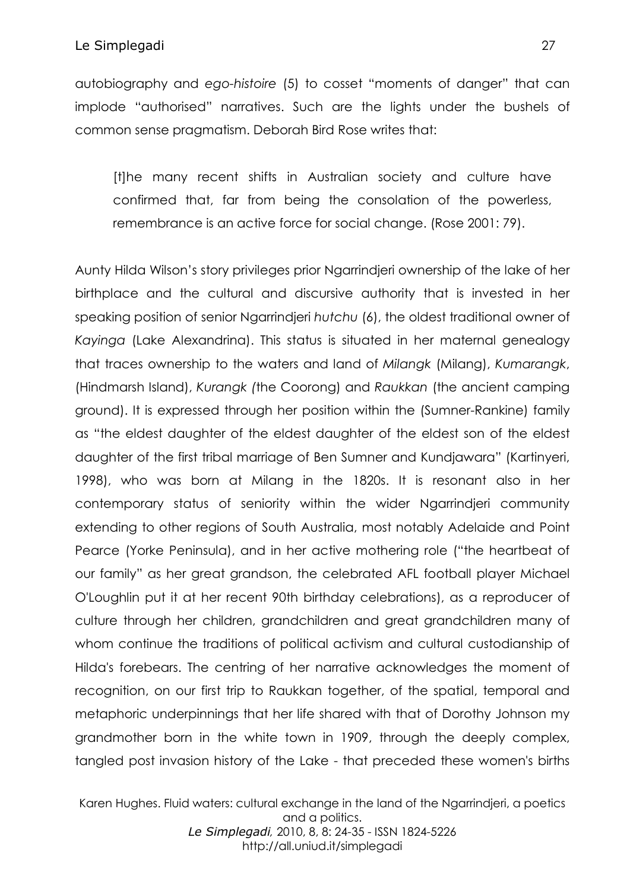autobiography and *ego-histoire* (5) to cosset "moments of danger" that can implode "authorised" narratives. Such are the lights under the bushels of common sense pragmatism. Deborah Bird Rose writes that:

> [t]he many recent shifts in Australian society and culture have confirmed that, far from being the consolation of the powerless, remembrance is an active force for social change. (Rose 2001: 79).

Aunty Hilda Wilson's story privileges prior Ngarrindjeri ownership of the lake of her birthplace and the cultural and discursive authority that is invested in her speaking position of senior Ngarrindjeri *hutchu* (6), the oldest traditional owner of *Kayinga* (Lake Alexandrina). This status is situated in her maternal genealogy that traces ownership to the waters and land of *Milangk* (Milang), *Kumarangk*, (Hindmarsh Island), *Kurangk (*the Coorong) and *Raukkan* (the ancient camping ground). It is expressed through her position within the (Sumner-Rankine) family as "the eldest daughter of the eldest daughter of the eldest son of the eldest daughter of the first tribal marriage of Ben Sumner and Kundjawara" (Kartinyeri, 1998), who was born at Milang in the 1820s. It is resonant also in her contemporary status of seniority within the wider Ngarrindjeri community extending to other regions of South Australia, most notably Adelaide and Point Pearce (Yorke Peninsula), and in her active mothering role ("the heartbeat of our family" as her great grandson, the celebrated AFL football player Michael O'Loughlin put it at her recent 90th birthday celebrations), as a reproducer of culture through her children, grandchildren and great grandchildren many of whom continue the traditions of political activism and cultural custodianship of Hilda's forebears. The centring of her narrative acknowledges the moment of recognition, on our first trip to Raukkan together, of the spatial, temporal and metaphoric underpinnings that her life shared with that of Dorothy Johnson my grandmother born in the white town in 1909, through the deeply complex, tangled post invasion history of the Lake - that preceded these women's births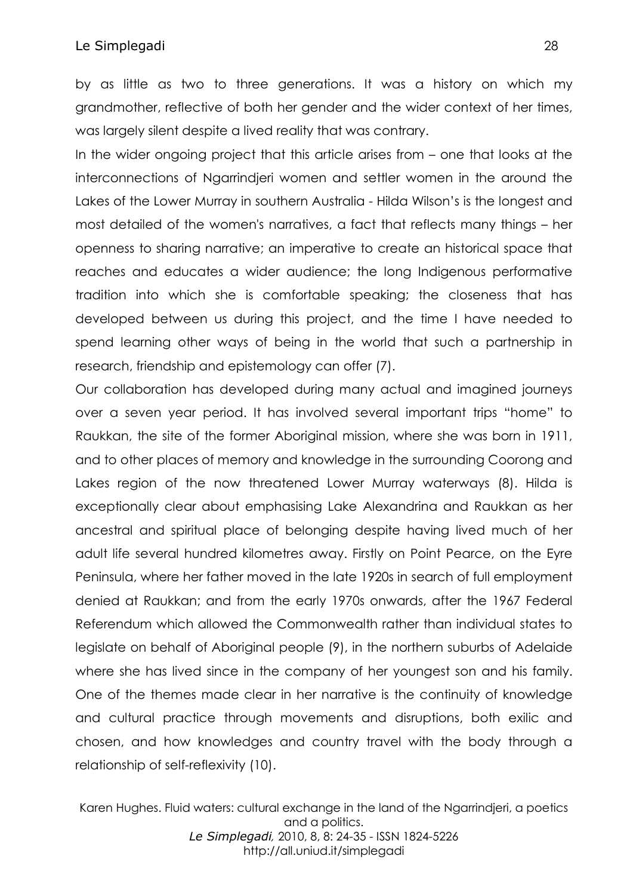by as little as two to three generations. It was a history on which my grandmother, reflective of both her gender and the wider context of her times, was largely silent despite a lived reality that was contrary.

In the wider ongoing project that this article arises from – one that looks at the interconnections of Ngarrindjeri women and settler women in the around the Lakes of the Lower Murray in southern Australia - Hilda Wilson's is the longest and most detailed of the women's narratives, a fact that reflects many things – her openness to sharing narrative; an imperative to create an historical space that reaches and educates a wider audience; the long Indigenous performative tradition into which she is comfortable speaking; the closeness that has developed between us during this project, and the time I have needed to spend learning other ways of being in the world that such a partnership in research, friendship and epistemology can offer (7).

Our collaboration has developed during many actual and imagined journeys over a seven year period. It has involved several important trips "home" to Raukkan, the site of the former Aboriginal mission, where she was born in 1911, and to other places of memory and knowledge in the surrounding Coorong and Lakes region of the now threatened Lower Murray waterways (8). Hilda is exceptionally clear about emphasising Lake Alexandrina and Raukkan as her ancestral and spiritual place of belonging despite having lived much of her adult life several hundred kilometres away. Firstly on Point Pearce, on the Eyre Peninsula, where her father moved in the late 1920s in search of full employment denied at Raukkan; and from the early 1970s onwards, after the 1967 Federal Referendum which allowed the Commonwealth rather than individual states to legislate on behalf of Aboriginal people (9), in the northern suburbs of Adelaide where she has lived since in the company of her youngest son and his family. One of the themes made clear in her narrative is the continuity of knowledge and cultural practice through movements and disruptions, both exilic and chosen, and how knowledges and country travel with the body through a relationship of self-reflexivity (10).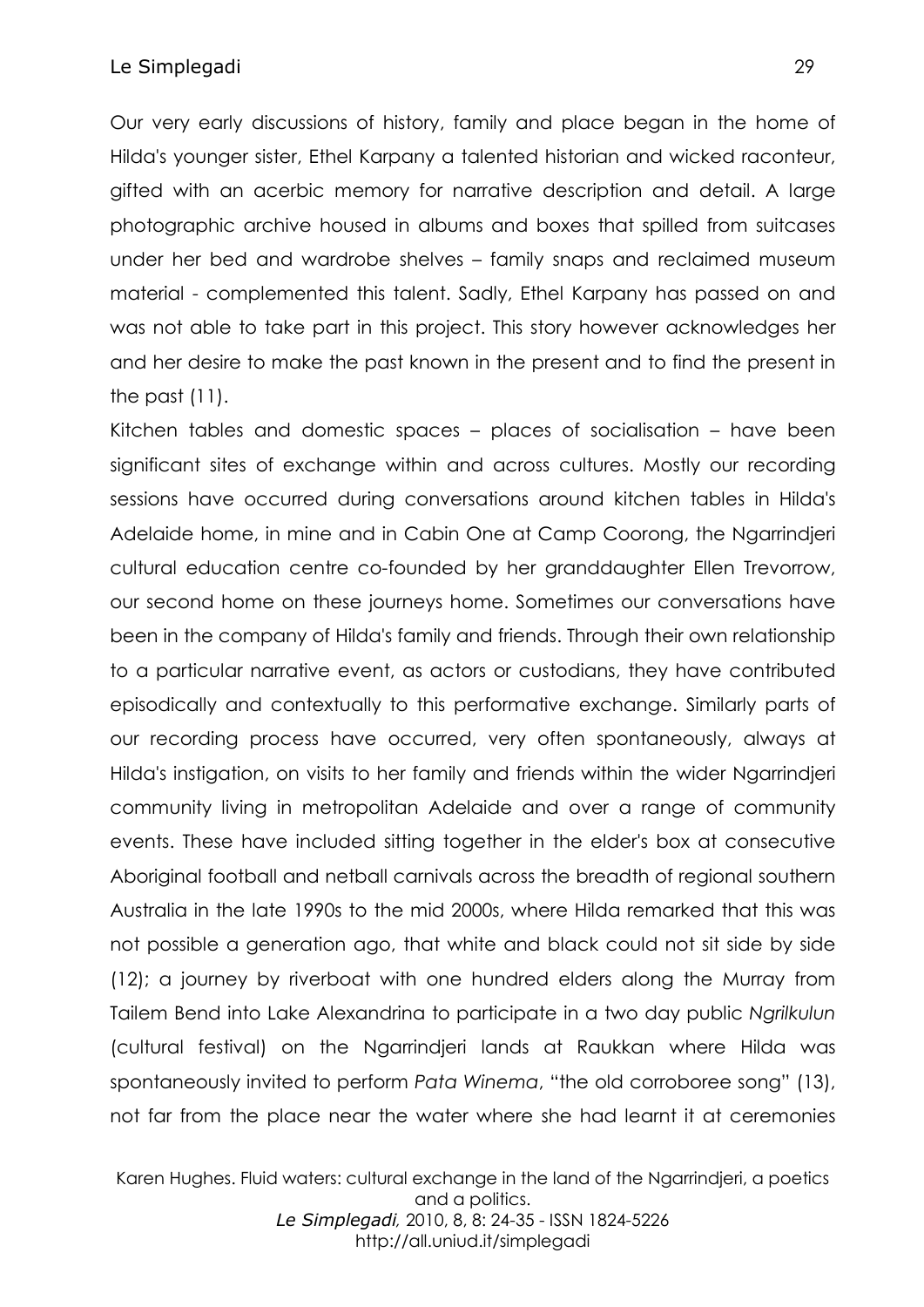Our very early discussions of history, family and place began in the home of Hilda's younger sister, Ethel Karpany a talented historian and wicked raconteur, gifted with an acerbic memory for narrative description and detail. A large photographic archive housed in albums and boxes that spilled from suitcases under her bed and wardrobe shelves – family snaps and reclaimed museum material - complemented this talent. Sadly, Ethel Karpany has passed on and was not able to take part in this project. This story however acknowledges her and her desire to make the past known in the present and to find the present in the past (11).

Kitchen tables and domestic spaces – places of socialisation – have been significant sites of exchange within and across cultures. Mostly our recording sessions have occurred during conversations around kitchen tables in Hilda's Adelaide home, in mine and in Cabin One at Camp Coorong, the Ngarrindjeri cultural education centre co-founded by her granddaughter Ellen Trevorrow, our second home on these journeys home. Sometimes our conversations have been in the company of Hilda's family and friends. Through their own relationship to a particular narrative event, as actors or custodians, they have contributed episodically and contextually to this performative exchange. Similarly parts of our recording process have occurred, very often spontaneously, always at Hilda's instigation, on visits to her family and friends within the wider Ngarrindjeri community living in metropolitan Adelaide and over a range of community events. These have included sitting together in the elder's box at consecutive Aboriginal football and netball carnivals across the breadth of regional southern Australia in the late 1990s to the mid 2000s, where Hilda remarked that this was not possible a generation ago, that white and black could not sit side by side (12); a journey by riverboat with one hundred elders along the Murray from Tailem Bend into Lake Alexandrina to participate in a two day public *Ngrilkulun* (cultural festival) on the Ngarrindjeri lands at Raukkan where Hilda was spontaneously invited to perform *Pata Winema*, "the old corroboree song" (13), not far from the place near the water where she had learnt it at ceremonies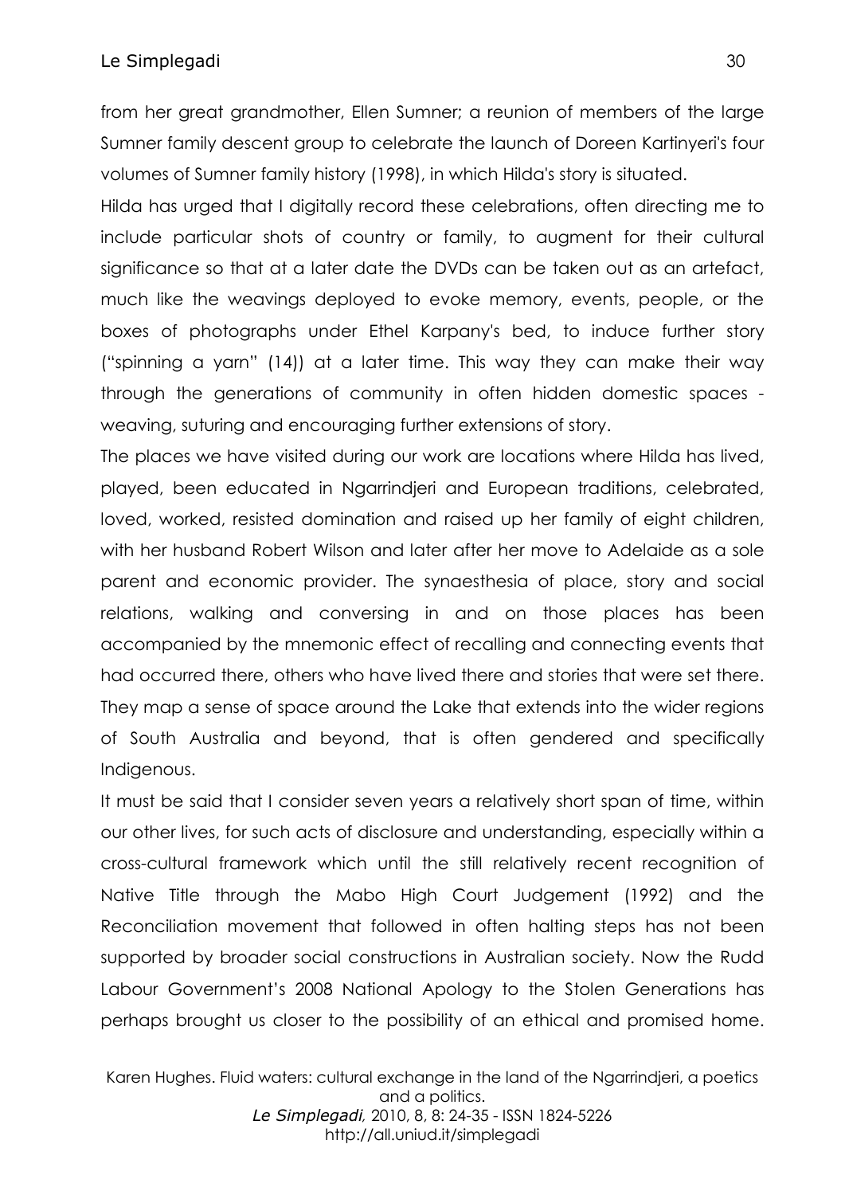from her great grandmother, Ellen Sumner; a reunion of members of the large Sumner family descent group to celebrate the launch of Doreen Kartinyeri's four volumes of Sumner family history (1998), in which Hilda's story is situated.

Hilda has urged that I digitally record these celebrations, often directing me to include particular shots of country or family, to augment for their cultural significance so that at a later date the DVDs can be taken out as an artefact, much like the weavings deployed to evoke memory, events, people, or the boxes of photographs under Ethel Karpany's bed, to induce further story ("spinning a yarn" (14)) at a later time. This way they can make their way through the generations of community in often hidden domestic spaces - weaving, suturing and encouraging further extensions of story.

The places we have visited during our work are locations where Hilda has lived, played, been educated in Ngarrindjeri and European traditions, celebrated, loved, worked, resisted domination and raised up her family of eight children, with her husband Robert Wilson and later after her move to Adelaide as a sole parent and economic provider. The synaesthesia of place, story and social relations, walking and conversing in and on those places has been accompanied by the mnemonic effect of recalling and connecting events that had occurred there, others who have lived there and stories that were set there. They map a sense of space around the Lake that extends into the wider regions of South Australia and beyond, that is often gendered and specifically Indigenous.

It must be said that I consider seven years a relatively short span of time, within our other lives, for such acts of disclosure and understanding, especially within a cross-cultural framework which until the still relatively recent recognition of Native Title through the Mabo High Court Judgement (1992) and the Reconciliation movement that followed in often halting steps has not been supported by broader social constructions in Australian society. Now the Rudd Labour Government's 2008 National Apology to the Stolen Generations has perhaps brought us closer to the possibility of an ethical and promised home.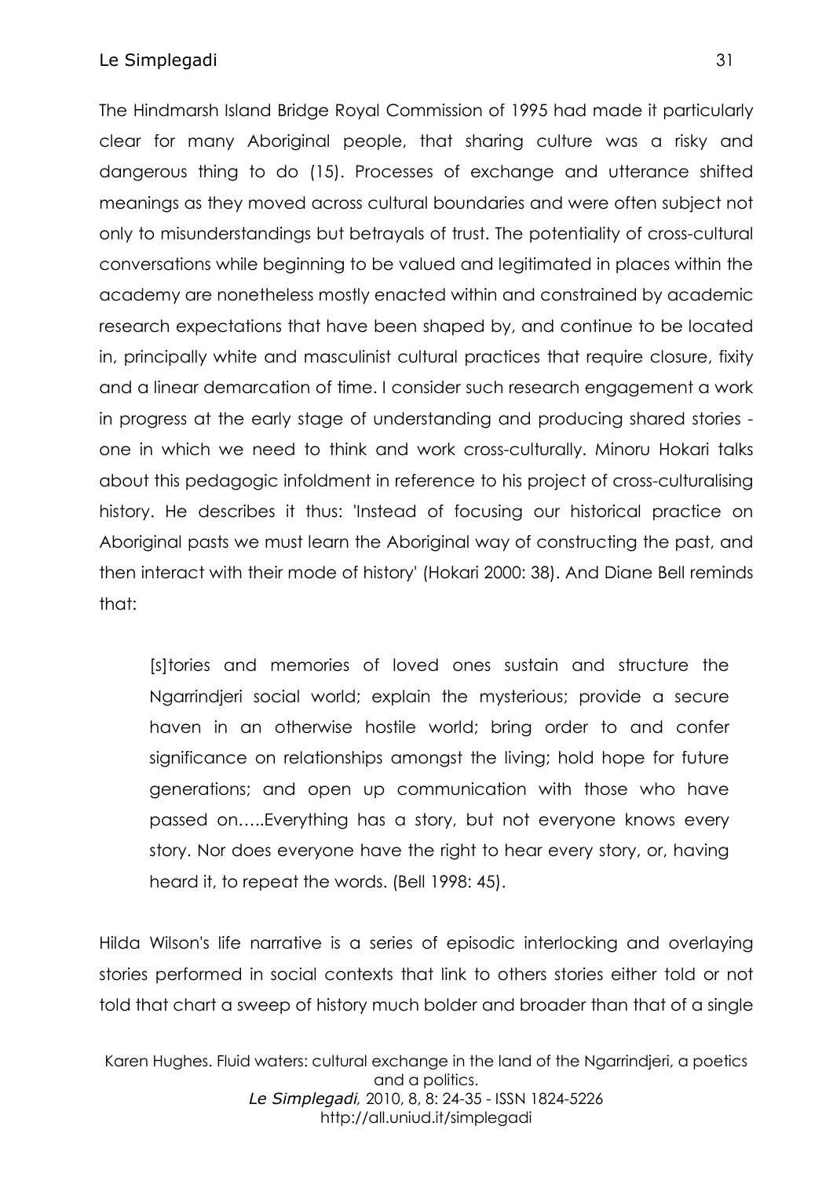The Hindmarsh Island Bridge Royal Commission of 1995 had made it particularly clear for many Aboriginal people, that sharing culture was a risky and dangerous thing to do (15). Processes of exchange and utterance shifted meanings as they moved across cultural boundaries and were often subject not only to misunderstandings but betrayals of trust. The potentiality of cross-cultural conversations while beginning to be valued and legitimated in places within the academy are nonetheless mostly enacted within and constrained by academic research expectations that have been shaped by, and continue to be located in, principally white and masculinist cultural practices that require closure, fixity and a linear demarcation of time. I consider such research engagement a work in progress at the early stage of understanding and producing shared stories - one in which we need to think and work cross-culturally. Minoru Hokari talks about this pedagogic infoldment in reference to his project of cross-culturalising history. He describes it thus: 'Instead of focusing our historical practice on Aboriginal pasts we must learn the Aboriginal way of constructing the past, and then interact with their mode of history' (Hokari 2000: 38). And Diane Bell reminds that:

> [s]tories and memories of loved ones sustain and structure the Ngarrindjeri social world; explain the mysterious; provide a secure haven in an otherwise hostile world; bring order to and confer significance on relationships amongst the living; hold hope for future generations; and open up communication with those who have passed on…..Everything has a story, but not everyone knows every story. Nor does everyone have the right to hear every story, or, having heard it, to repeat the words. (Bell 1998: 45).

Hilda Wilson's life narrative is a series of episodic interlocking and overlaying stories performed in social contexts that link to others stories either told or not told that chart a sweep of history much bolder and broader than that of a single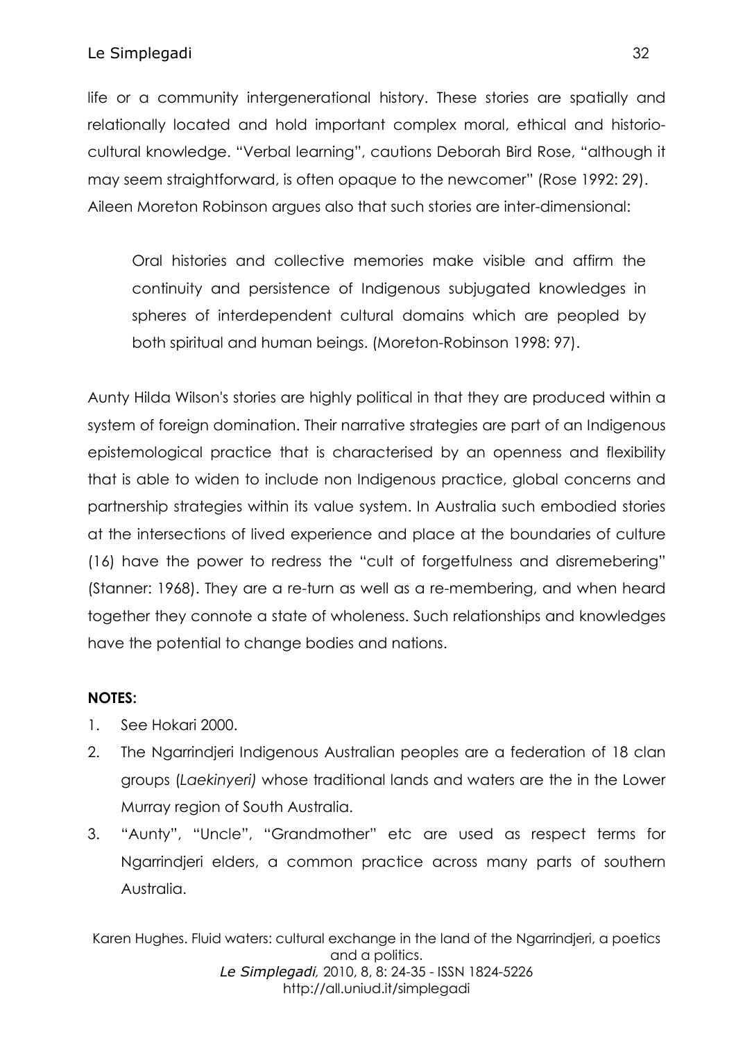life or a community intergenerational history. These stories are spatially and relationally located and hold important complex moral, ethical and historio-cultural knowledge. "Verbal learning", cautions Deborah Bird Rose, "although it may seem straightforward, is often opaque to the newcomer" (Rose 1992: 29). Aileen Moreton Robinson argues also that such stories are inter-dimensional:

> Oral histories and collective memories make visible and affirm the continuity and persistence of Indigenous subjugated knowledges in spheres of interdependent cultural domains which are peopled by both spiritual and human beings. (Moreton-Robinson 1998: 97).

Aunty Hilda Wilson's stories are highly political in that they are produced within a system of foreign domination. Their narrative strategies are part of an Indigenous epistemological practice that is characterised by an openness and flexibility that is able to widen to include non Indigenous practice, global concerns and partnership strategies within its value system. In Australia such embodied stories at the intersections of lived experience and place at the boundaries of culture (16) have the power to redress the "cult of forgetfulness and disremebering" (Stanner: 1968). They are a re-turn as well as a re-membering, and when heard together they connote a state of wholeness. Such relationships and knowledges have the potential to change bodies and nations.

**NOTES:**

1. See Hokari 2000.
2. The Ngarrindjeri Indigenous Australian peoples are a federation of 18 clan groups (*Laekinyeri)* whose traditional lands and waters are the in the Lower Murray region of South Australia.
3. "Aunty", "Uncle", "Grandmother" etc are used as respect terms for Ngarrindjeri elders, a common practice across many parts of southern Australia.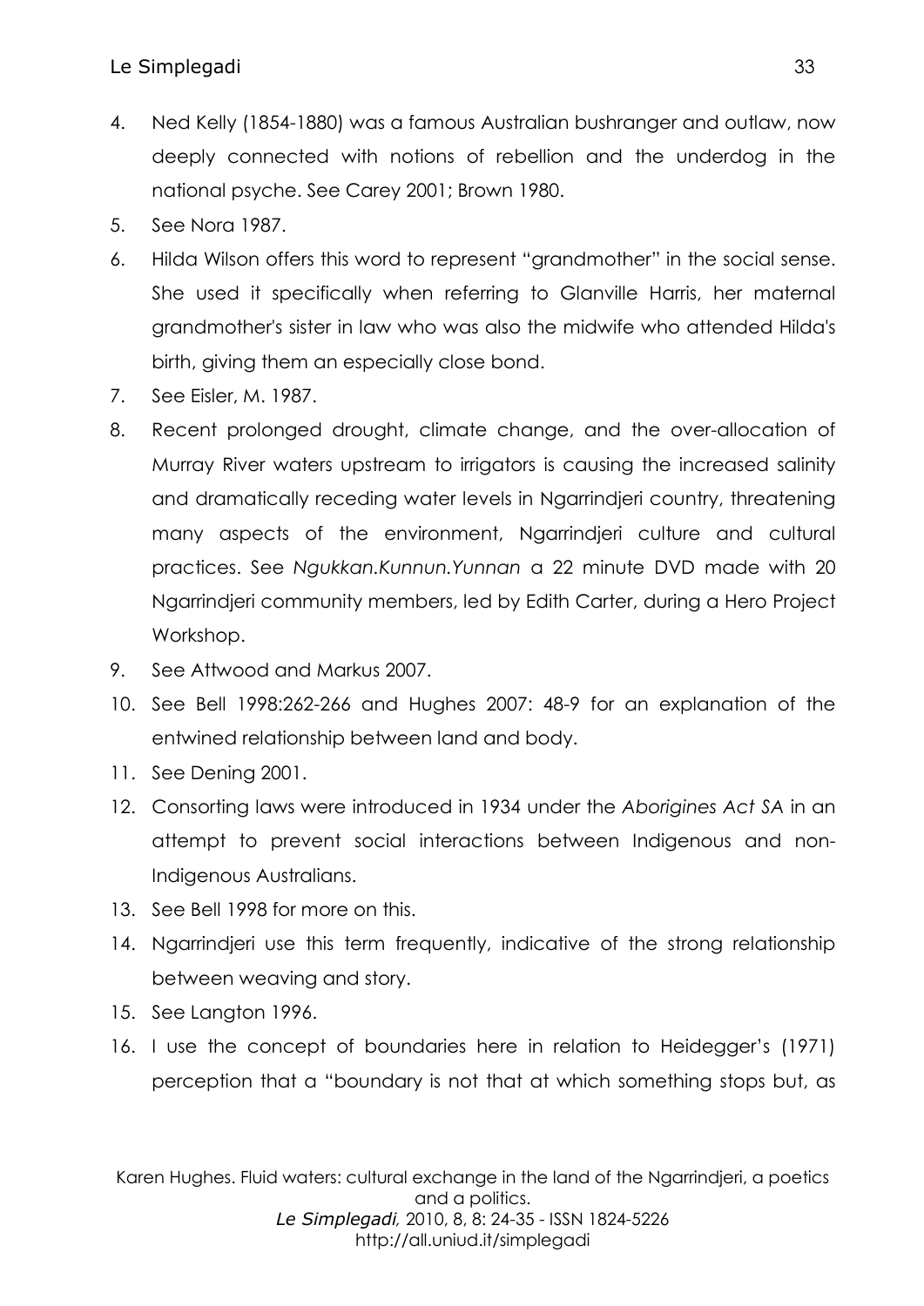4. Ned Kelly (1854-1880) was a famous Australian bushranger and outlaw, now deeply connected with notions of rebellion and the underdog in the national psyche. See Carey 2001; Brown 1980.
5. See Nora 1987.
6. Hilda Wilson offers this word to represent "grandmother" in the social sense. She used it specifically when referring to Glanville Harris, her maternal grandmother's sister in law who was also the midwife who attended Hilda's birth, giving them an especially close bond.
7. See Eisler, M. 1987.
8. Recent prolonged drought, climate change, and the over-allocation of Murray River waters upstream to irrigators is causing the increased salinity and dramatically receding water levels in Ngarrindjeri country, threatening many aspects of the environment, Ngarrindjeri culture and cultural practices. See *Ngukkan.Kunnun.Yunnan* a 22 minute DVD made with 20 Ngarrindjeri community members, led by Edith Carter, during a Hero Project Workshop.
9. See Attwood and Markus 2007.
10. See Bell 1998:262-266 and Hughes 2007: 48-9 for an explanation of the entwined relationship between land and body.
11. See Dening 2001.
12. Consorting laws were introduced in 1934 under the *Aborigines Act SA* in an attempt to prevent social interactions between Indigenous and non-Indigenous Australians.
13. See Bell 1998 for more on this.
14. Ngarrindjeri use this term frequently, indicative of the strong relationship between weaving and story.
15. See Langton 1996.
16. I use the concept of boundaries here in relation to Heidegger's (1971) perception that a "boundary is not that at which something stops but, as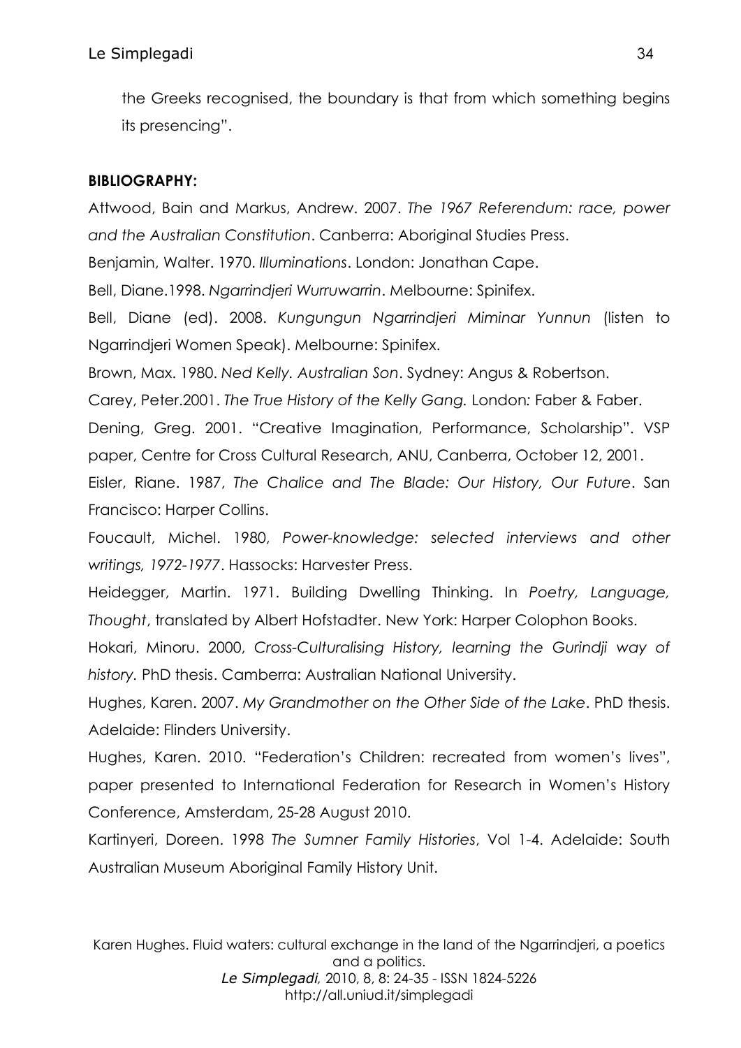the Greeks recognised, the boundary is that from which something begins its presencing".

**BIBLIOGRAPHY:**

Attwood, Bain and Markus, Andrew. 2007. *The 1967 Referendum: race, power and the Australian Constitution*. Canberra: Aboriginal Studies Press.

Benjamin, Walter. 1970. *Illuminations*. London: Jonathan Cape.

Bell, Diane.1998. *Ngarrindjeri Wurruwarrin*. Melbourne: Spinifex.

Bell, Diane (ed). 2008. *Kungungun Ngarrindjeri Miminar Yunnun* (listen to Ngarrindjeri Women Speak). Melbourne: Spinifex.

Brown, Max. 1980. *Ned Kelly. Australian Son*. Sydney: Angus & Robertson.

Carey, Peter.2001. *The True History of the Kelly Gang.* London*:* Faber & Faber.

Dening, Greg. 2001. "Creative Imagination, Performance, Scholarship". VSP paper, Centre for Cross Cultural Research, ANU, Canberra, October 12, 2001.

Eisler, Riane. 1987, *The Chalice and The Blade: Our History, Our Future*. San Francisco: Harper Collins.

Foucault, Michel. 1980, *Power-knowledge: selected interviews and other writings, 1972-1977*. Hassocks: Harvester Press.

Heidegger, Martin. 1971. Building Dwelling Thinking. In *Poetry, Language, Thought*, translated by Albert Hofstadter. New York: Harper Colophon Books.

Hokari, Minoru. 2000, *Cross-Culturalising History, learning the Gurindji way of history.* PhD thesis. Camberra: Australian National University.

Hughes, Karen. 2007. *My Grandmother on the Other Side of the Lake*. PhD thesis. Adelaide: Flinders University.

Hughes, Karen. 2010. "Federation's Children: recreated from women's lives", paper presented to International Federation for Research in Women's History Conference, Amsterdam, 25-28 August 2010.

Kartinyeri, Doreen. 1998 *The Sumner Family Histories*, Vol 1-4. Adelaide: South Australian Museum Aboriginal Family History Unit.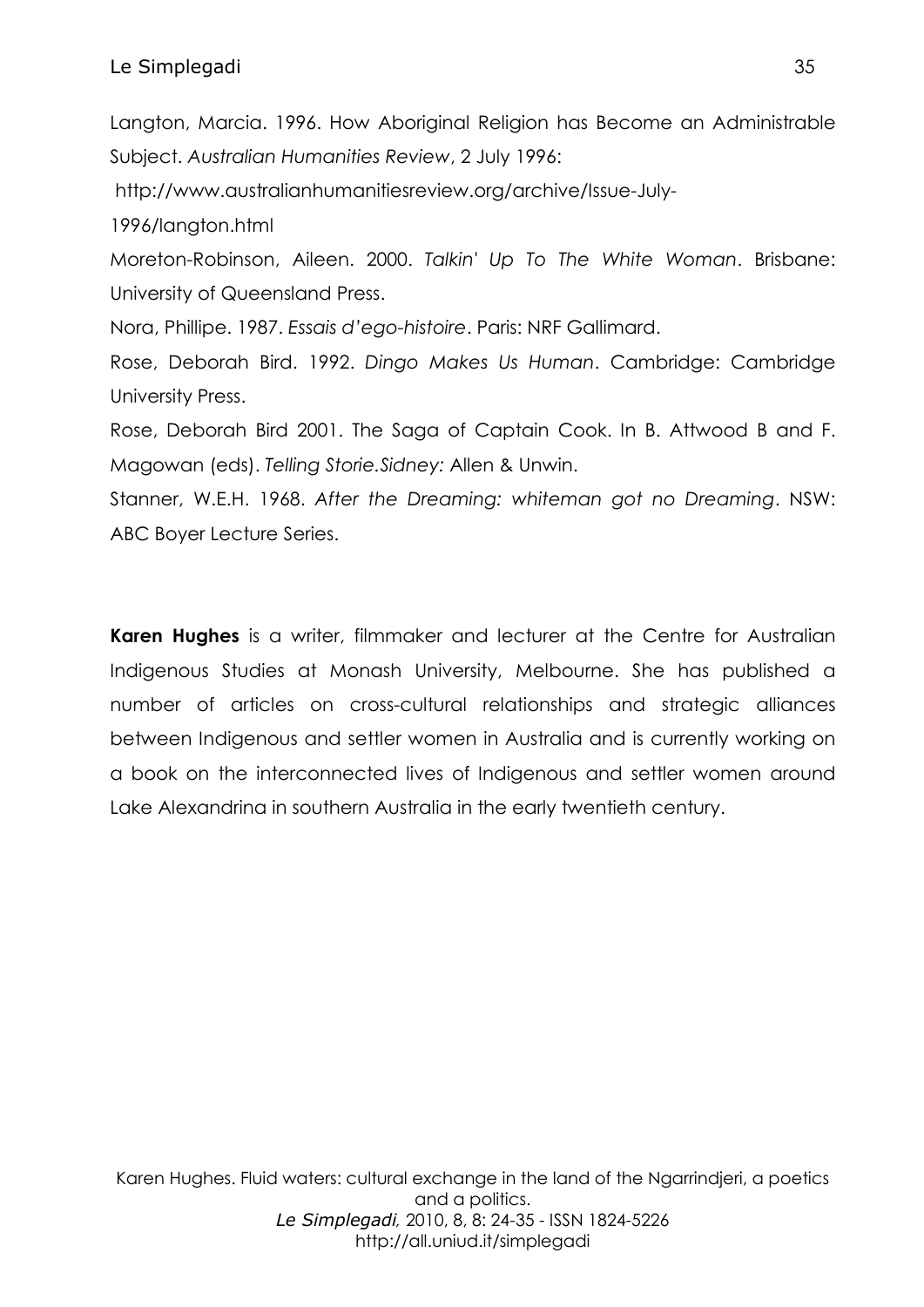Langton, Marcia. 1996. How Aboriginal Religion has Become an Administrable Subject. *Australian Humanities Review*, 2 July 1996:
http://www.australianhumanitiesreview.org/archive/Issue-July-1996/langton.html

Moreton-Robinson, Aileen. 2000. *Talkin' Up To The White Woman*. Brisbane: University of Queensland Press.

Nora, Phillipe. 1987. *Essais d'ego-histoire*. Paris: NRF Gallimard.

Rose, Deborah Bird. 1992. *Dingo Makes Us Human*. Cambridge: Cambridge University Press.

Rose, Deborah Bird 2001. The Saga of Captain Cook. In B. Attwood B and F. Magowan (eds). *Telling Storie.Sidney:* Allen & Unwin.

Stanner, W.E.H. 1968. *After the Dreaming: whiteman got no Dreaming*. NSW: ABC Boyer Lecture Series.

**Karen Hughes** is a writer, filmmaker and lecturer at the Centre for Australian Indigenous Studies at Monash University, Melbourne. She has published a number of articles on cross-cultural relationships and strategic alliances between Indigenous and settler women in Australia and is currently working on a book on the interconnected lives of Indigenous and settler women around Lake Alexandrina in southern Australia in the early twentieth century.